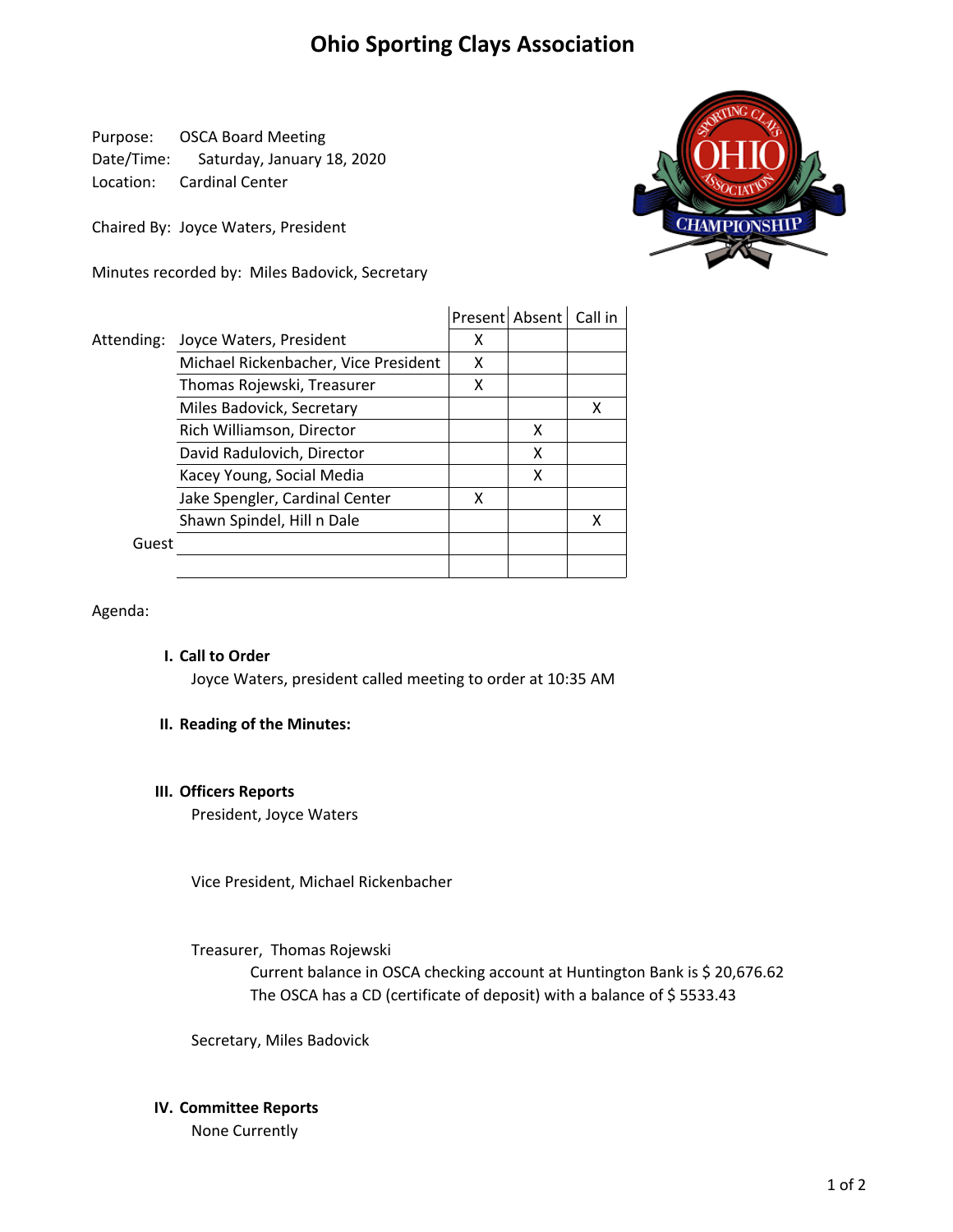# Ohio Sporting Clays Association

Purpose: OSCA Board Meeting
Date/Time: Saturday, January 18, 2020
Location: Cardinal Center

Chaired By: Joyce Waters, President

Minutes recorded by: Miles Badovick, Secretary

| | | Present | Absent | Call in |
|---|---|---|---|---|
| Attending: | Joyce Waters, President | X | | |
| | Michael Rickenbacher, Vice President | X | | |
| | Thomas Rojewski, Treasurer | X | | |
| | Miles Badovick, Secretary | | | X |
| | Rich Williamson, Director | | X | |
| | David Radulovich, Director | | X | |
| | Kacey Young, Social Media | | X | |
| | Jake Spengler, Cardinal Center | X | | |
| | Shawn Spindel, Hill n Dale | | | X |
| Guest | | | | |
| | | | | |

Agenda:

**I. Call to Order**

Joyce Waters, president called meeting to order at 10:35 AM

**II. Reading of the Minutes:**

**III. Officers Reports**

President, Joyce Waters

Vice President, Michael Rickenbacher

Treasurer, Thomas Rojewski

Current balance in OSCA checking account at Huntington Bank is $ 20,676.62

The OSCA has a CD (certificate of deposit) with a balance of $ 5533.43

Secretary, Miles Badovick

**IV. Committee Reports**

None Currently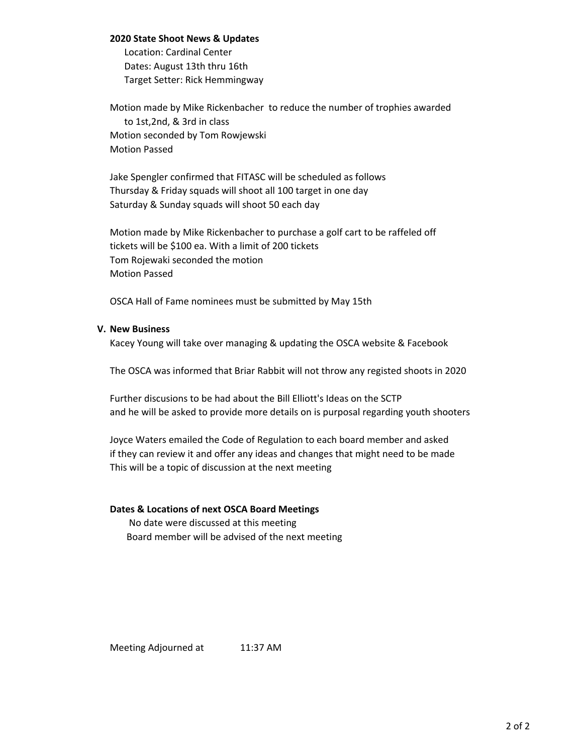**2020 State Shoot News & Updates**

Location: Cardinal Center
Dates: August 13th thru 16th
Target Setter: Rick Hemmingway

Motion made by Mike Rickenbacher to reduce the number of trophies awarded to 1st,2nd, & 3rd in class
Motion seconded by Tom Rowjewski
Motion Passed

Jake Spengler confirmed that FITASC will be scheduled as follows
Thursday & Friday squads will shoot all 100 target in one day
Saturday & Sunday squads will shoot 50 each day

Motion made by Mike Rickenbacher to purchase a golf cart to be raffeled off
tickets will be $100 ea. With a limit of 200 tickets
Tom Rojewaki seconded the motion
Motion Passed

OSCA Hall of Fame nominees must be submitted by May 15th

**V. New Business**

Kacey Young will take over managing & updating the OSCA website & Facebook

The OSCA was informed that Briar Rabbit will not throw any registed shoots in 2020

Further discusions to be had about the Bill Elliott's Ideas on the SCTP
and he will be asked to provide more details on is purposal regarding youth shooters

Joyce Waters emailed the Code of Regulation to each board member and asked
if they can review it and offer any ideas and changes that might need to be made
This will be a topic of discussion at the next meeting

**Dates & Locations of next OSCA Board Meetings**

No date were discussed at this meeting
Board member will be advised of the next meeting

Meeting Adjourned at 11:37 AM